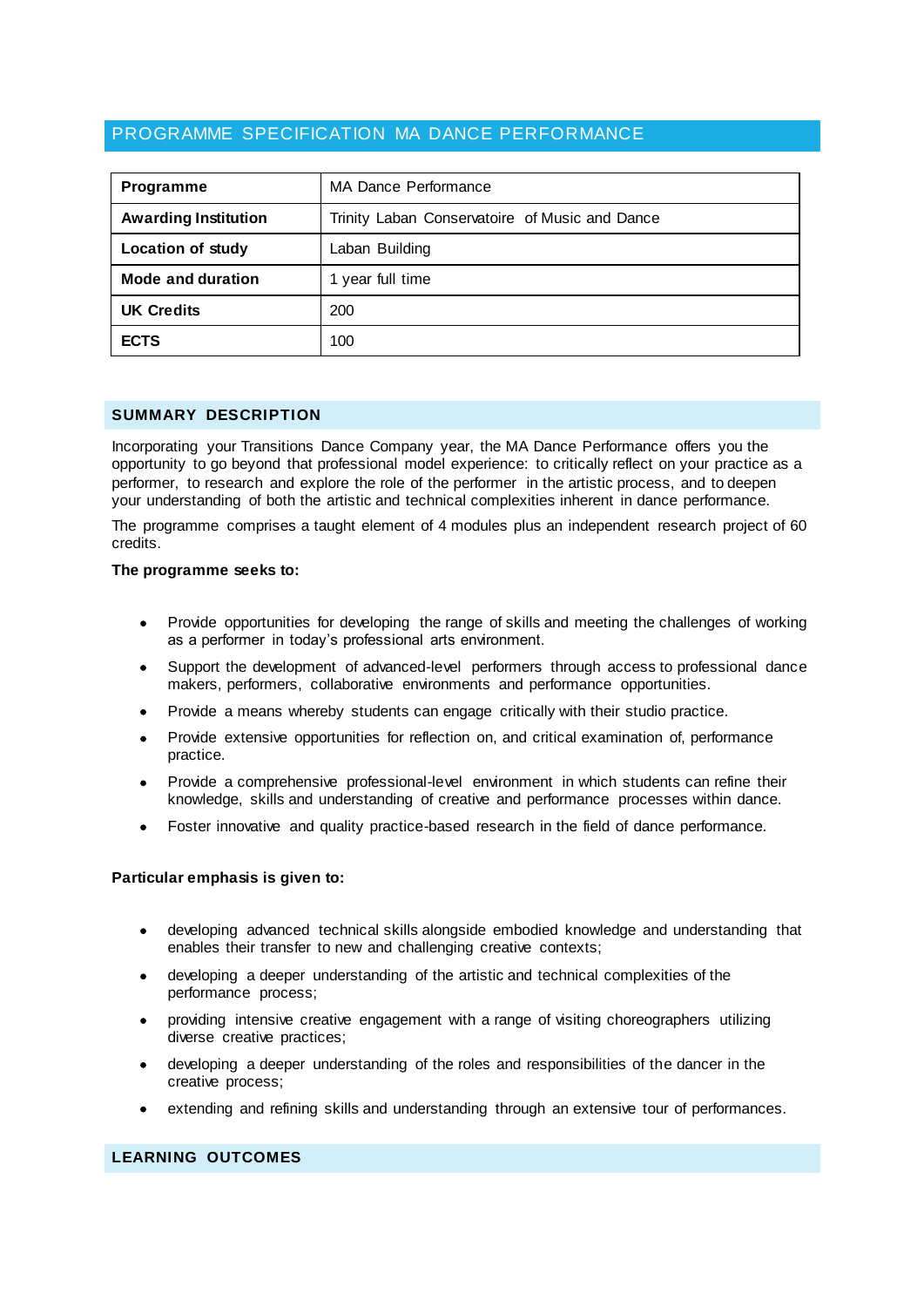# PROGRAMME SPECIFICATION MA DANCE PERFORMANCE

| Programme | MA Dance Performance |
|---|---|
| **Awarding Institution** | Trinity Laban Conservatoire of Music and Dance |
| **Location of study** | Laban Building |
| **Mode and duration** | 1 year full time |
| **UK Credits** | 200 |
| **ECTS** | 100 |

## SUMMARY DESCRIPTION

Incorporating your Transitions Dance Company year, the MA Dance Performance offers you the opportunity to go beyond that professional model experience: to critically reflect on your practice as a performer, to research and explore the role of the performer in the artistic process, and to deepen your understanding of both the artistic and technical complexities inherent in dance performance.

The programme comprises a taught element of 4 modules plus an independent research project of 60 credits.

**The programme seeks to:**

- Provide opportunities for developing the range of skills and meeting the challenges of working as a performer in today's professional arts environment.
- Support the development of advanced-level performers through access to professional dance makers, performers, collaborative environments and performance opportunities.
- Provide a means whereby students can engage critically with their studio practice.
- Provide extensive opportunities for reflection on, and critical examination of, performance practice.
- Provide a comprehensive professional-level environment in which students can refine their knowledge, skills and understanding of creative and performance processes within dance.
- Foster innovative and quality practice-based research in the field of dance performance.

**Particular emphasis is given to:**

- developing advanced technical skills alongside embodied knowledge and understanding that enables their transfer to new and challenging creative contexts;
- developing a deeper understanding of the artistic and technical complexities of the performance process;
- providing intensive creative engagement with a range of visiting choreographers utilizing diverse creative practices;
- developing a deeper understanding of the roles and responsibilities of the dancer in the creative process;
- extending and refining skills and understanding through an extensive tour of performances.

## LEARNING OUTCOMES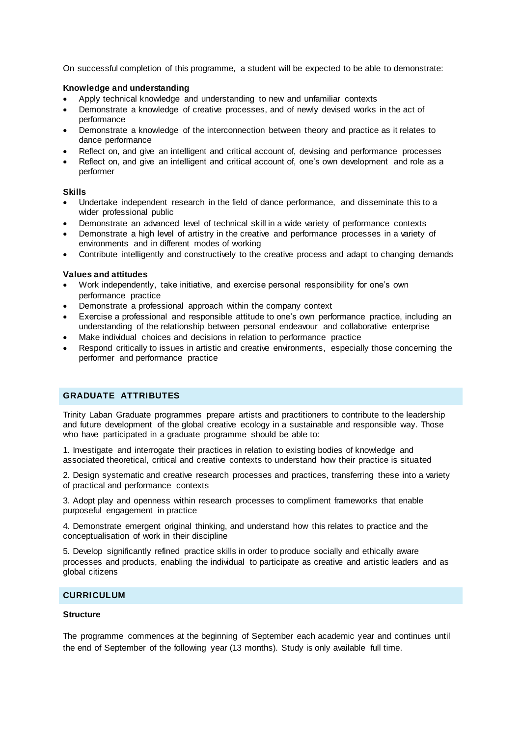On successful completion of this programme, a student will be expected to be able to demonstrate:

**Knowledge and understanding**

- Apply technical knowledge and understanding to new and unfamiliar contexts
- Demonstrate a knowledge of creative processes, and of newly devised works in the act of performance
- Demonstrate a knowledge of the interconnection between theory and practice as it relates to dance performance
- Reflect on, and give an intelligent and critical account of, devising and performance processes
- Reflect on, and give an intelligent and critical account of, one's own development and role as a performer

**Skills**

- Undertake independent research in the field of dance performance, and disseminate this to a wider professional public
- Demonstrate an advanced level of technical skill in a wide variety of performance contexts
- Demonstrate a high level of artistry in the creative and performance processes in a variety of environments and in different modes of working
- Contribute intelligently and constructively to the creative process and adapt to changing demands

**Values and attitudes**

- Work independently, take initiative, and exercise personal responsibility for one's own performance practice
- Demonstrate a professional approach within the company context
- Exercise a professional and responsible attitude to one's own performance practice, including an understanding of the relationship between personal endeavour and collaborative enterprise
- Make individual choices and decisions in relation to performance practice
- Respond critically to issues in artistic and creative environments, especially those concerning the performer and performance practice

## GRADUATE ATTRIBUTES

Trinity Laban Graduate programmes prepare artists and practitioners to contribute to the leadership and future development of the global creative ecology in a sustainable and responsible way. Those who have participated in a graduate programme should be able to:

1. Investigate and interrogate their practices in relation to existing bodies of knowledge and associated theoretical, critical and creative contexts to understand how their practice is situated

2. Design systematic and creative research processes and practices, transferring these into a variety of practical and performance contexts

3. Adopt play and openness within research processes to compliment frameworks that enable purposeful engagement in practice

4. Demonstrate emergent original thinking, and understand how this relates to practice and the conceptualisation of work in their discipline

5. Develop significantly refined practice skills in order to produce socially and ethically aware processes and products, enabling the individual to participate as creative and artistic leaders and as global citizens

## CURRICULUM

**Structure**

The programme commences at the beginning of September each academic year and continues until the end of September of the following year (13 months). Study is only available full time.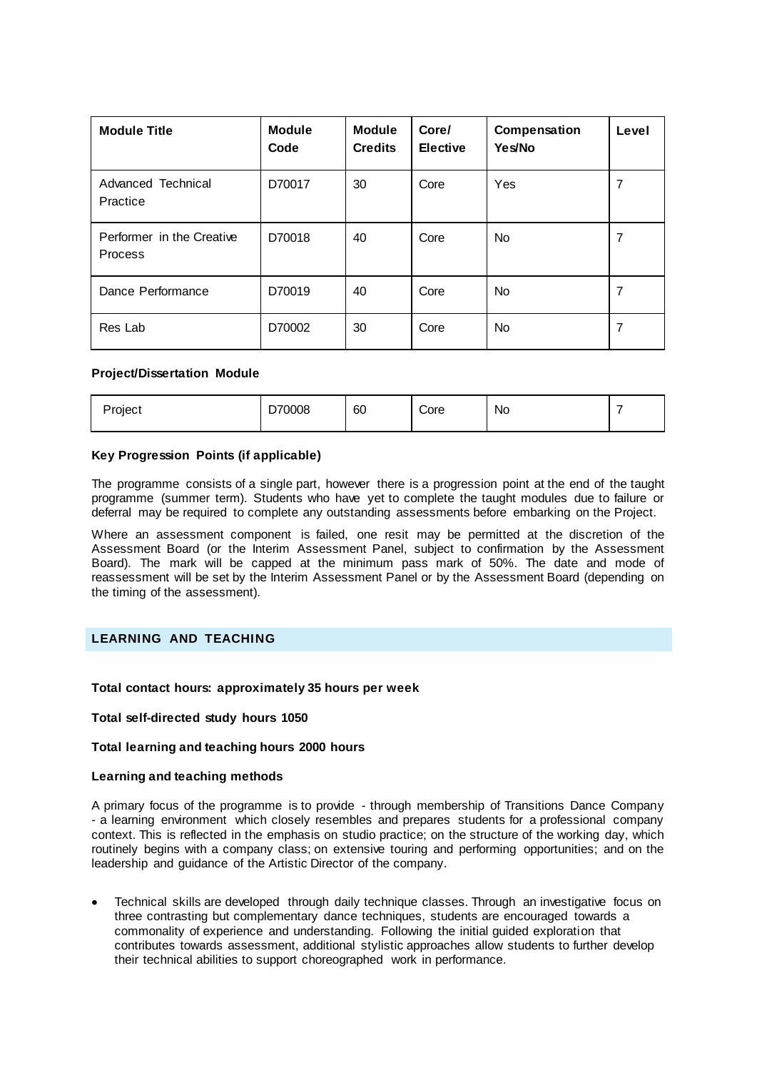| Module Title | Module Code | Module Credits | Core/ Elective | Compensation Yes/No | Level |
|---|---|---|---|---|---|
| Advanced Technical Practice | D70017 | 30 | Core | Yes | 7 |
| Performer in the Creative Process | D70018 | 40 | Core | No | 7 |
| Dance Performance | D70019 | 40 | Core | No | 7 |
| Res Lab | D70002 | 30 | Core | No | 7 |

**Project/Dissertation Module**

| Project | D70008 | 60 | Core | No | 7 |
|---|---|---|---|---|---|

**Key Progression Points (if applicable)**

The programme consists of a single part, however there is a progression point at the end of the taught programme (summer term). Students who have yet to complete the taught modules due to failure or deferral may be required to complete any outstanding assessments before embarking on the Project.

Where an assessment component is failed, one resit may be permitted at the discretion of the Assessment Board (or the Interim Assessment Panel, subject to confirmation by the Assessment Board). The mark will be capped at the minimum pass mark of 50%. The date and mode of reassessment will be set by the Interim Assessment Panel or by the Assessment Board (depending on the timing of the assessment).

## LEARNING AND TEACHING

**Total contact hours: approximately 35 hours per week**

**Total self-directed study hours 1050**

**Total learning and teaching hours 2000 hours**

**Learning and teaching methods**

A primary focus of the programme is to provide - through membership of Transitions Dance Company - a learning environment which closely resembles and prepares students for a professional company context. This is reflected in the emphasis on studio practice; on the structure of the working day, which routinely begins with a company class; on extensive touring and performing opportunities; and on the leadership and guidance of the Artistic Director of the company.

- Technical skills are developed through daily technique classes. Through an investigative focus on three contrasting but complementary dance techniques, students are encouraged towards a commonality of experience and understanding. Following the initial guided exploration that contributes towards assessment, additional stylistic approaches allow students to further develop their technical abilities to support choreographed work in performance.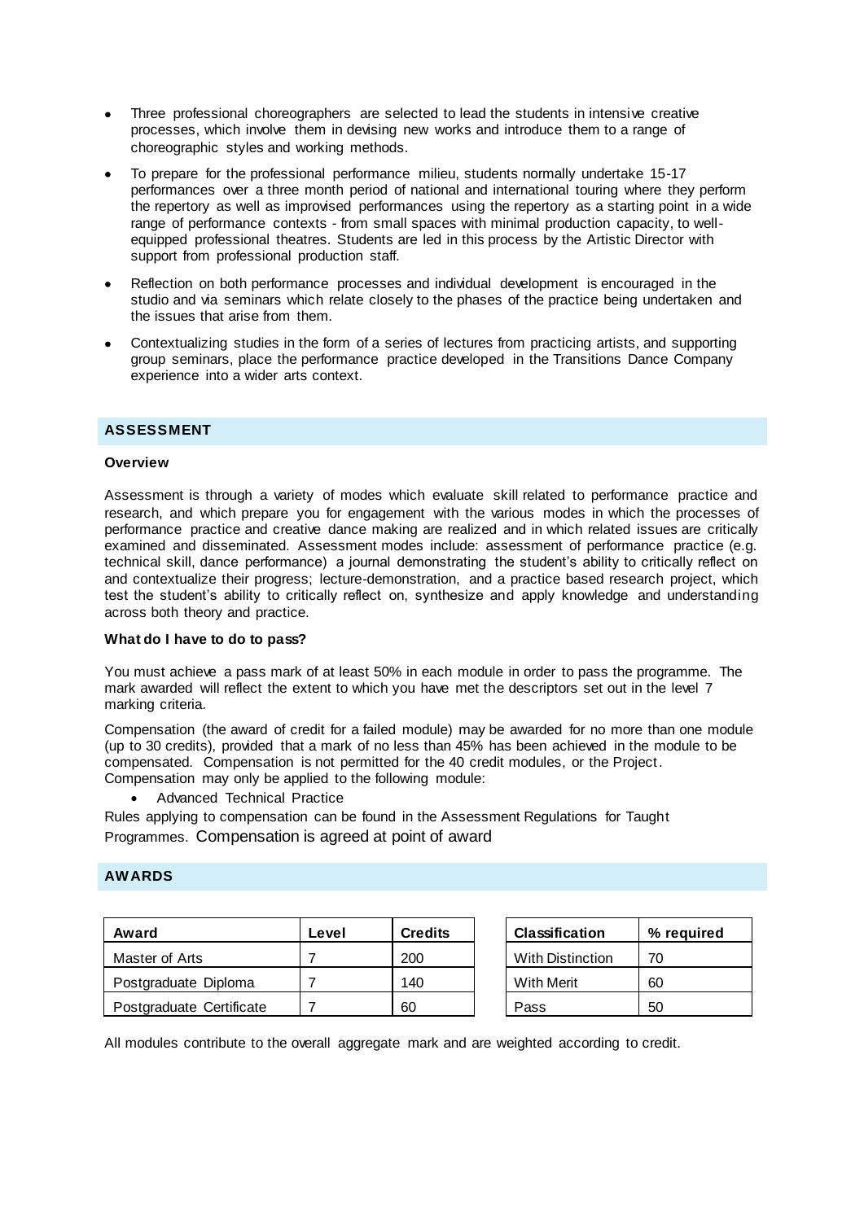- Three professional choreographers are selected to lead the students in intensive creative processes, which involve them in devising new works and introduce them to a range of choreographic styles and working methods.
- To prepare for the professional performance milieu, students normally undertake 15-17 performances over a three month period of national and international touring where they perform the repertory as well as improvised performances using the repertory as a starting point in a wide range of performance contexts - from small spaces with minimal production capacity, to well-equipped professional theatres. Students are led in this process by the Artistic Director with support from professional production staff.
- Reflection on both performance processes and individual development is encouraged in the studio and via seminars which relate closely to the phases of the practice being undertaken and the issues that arise from them.
- Contextualizing studies in the form of a series of lectures from practicing artists, and supporting group seminars, place the performance practice developed in the Transitions Dance Company experience into a wider arts context.

## ASSESSMENT

**Overview**

Assessment is through a variety of modes which evaluate skill related to performance practice and research, and which prepare you for engagement with the various modes in which the processes of performance practice and creative dance making are realized and in which related issues are critically examined and disseminated. Assessment modes include: assessment of performance practice (e.g. technical skill, dance performance) a journal demonstrating the student's ability to critically reflect on and contextualize their progress; lecture-demonstration, and a practice based research project, which test the student's ability to critically reflect on, synthesize and apply knowledge and understanding across both theory and practice.

**What do I have to do to pass?**

You must achieve a pass mark of at least 50% in each module in order to pass the programme. The mark awarded will reflect the extent to which you have met the descriptors set out in the level 7 marking criteria.

Compensation (the award of credit for a failed module) may be awarded for no more than one module (up to 30 credits), provided that a mark of no less than 45% has been achieved in the module to be compensated. Compensation is not permitted for the 40 credit modules, or the Project. Compensation may only be applied to the following module:

- Advanced Technical Practice

Rules applying to compensation can be found in the Assessment Regulations for Taught Programmes. Compensation is agreed at point of award

## AWARDS

| Award | Level | Credits |
|---|---|---|
| Master of Arts | 7 | 200 |
| Postgraduate Diploma | 7 | 140 |
| Postgraduate Certificate | 7 | 60 |

| Classification | % required |
|---|---|
| With Distinction | 70 |
| With Merit | 60 |
| Pass | 50 |

All modules contribute to the overall aggregate mark and are weighted according to credit.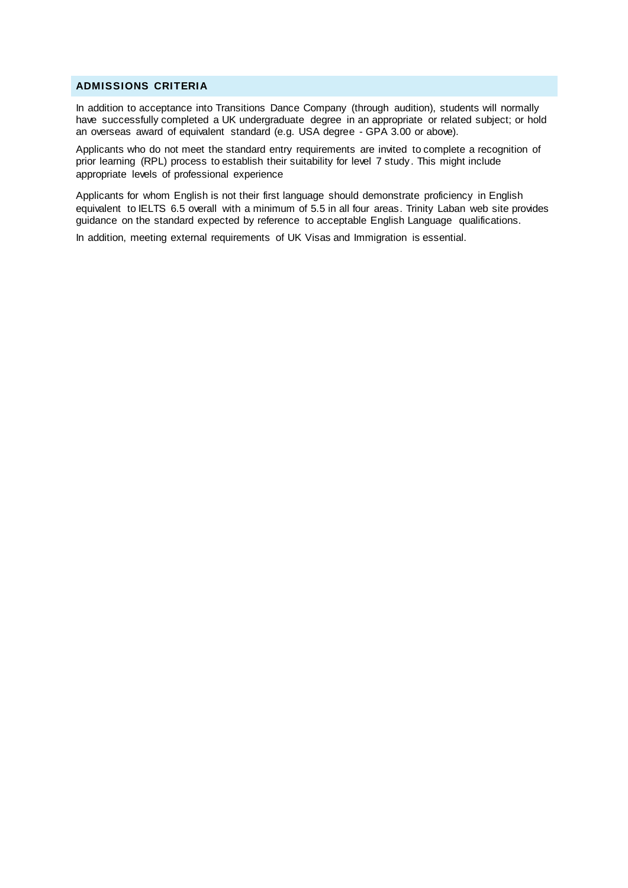## ADMISSIONS CRITERIA

In addition to acceptance into Transitions Dance Company (through audition), students will normally have successfully completed a UK undergraduate degree in an appropriate or related subject; or hold an overseas award of equivalent standard (e.g. USA degree - GPA 3.00 or above).

Applicants who do not meet the standard entry requirements are invited to complete a recognition of prior learning (RPL) process to establish their suitability for level 7 study. This might include appropriate levels of professional experience

Applicants for whom English is not their first language should demonstrate proficiency in English equivalent to IELTS 6.5 overall with a minimum of 5.5 in all four areas. Trinity Laban web site provides guidance on the standard expected by reference to acceptable English Language qualifications.

In addition, meeting external requirements of UK Visas and Immigration is essential.